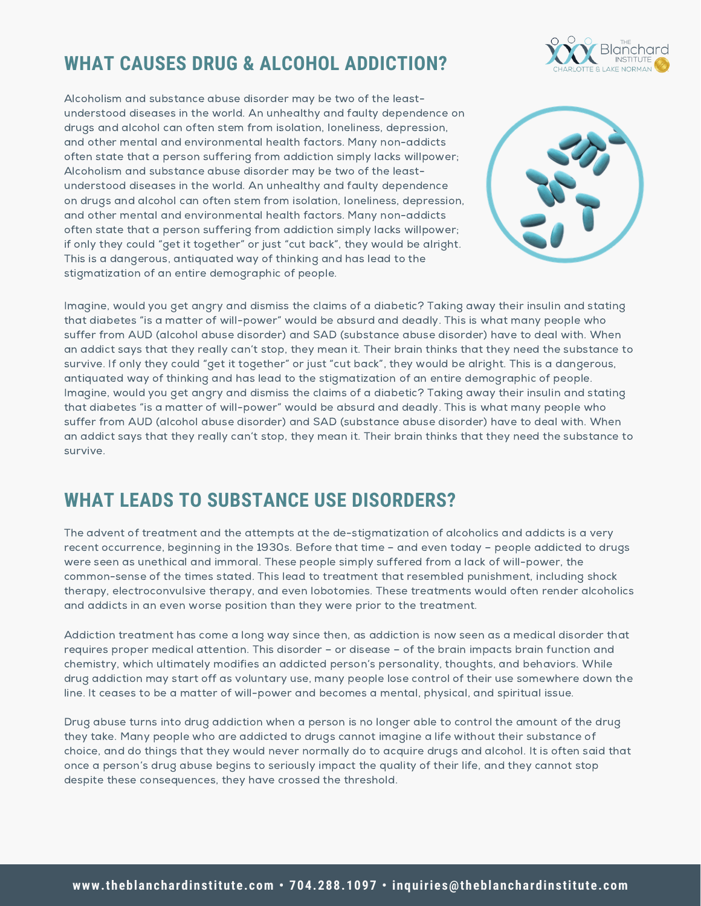# WHAT CAUSES DRUG & ALCOHOL ADDICTION?

Alcoholism and substance abuse disorder may be two of the least-understood diseases in the world. An unhealthy and faulty dependence on drugs and alcohol can often stem from isolation, loneliness, depression, and other mental and environmental health factors. Many non-addicts often state that a person suffering from addiction simply lacks willpower; Alcoholism and substance abuse disorder may be two of the least-understood diseases in the world. An unhealthy and faulty dependence on drugs and alcohol can often stem from isolation, loneliness, depression, and other mental and environmental health factors. Many non-addicts often state that a person suffering from addiction simply lacks willpower; if only they could "get it together" or just "cut back", they would be alright. This is a dangerous, antiquated way of thinking and has lead to the stigmatization of an entire demographic of people.

Imagine, would you get angry and dismiss the claims of a diabetic? Taking away their insulin and stating that diabetes "is a matter of will-power" would be absurd and deadly. This is what many people who suffer from AUD (alcohol abuse disorder) and SAD (substance abuse disorder) have to deal with. When an addict says that they really can't stop, they mean it. Their brain thinks that they need the substance to survive. If only they could "get it together" or just "cut back", they would be alright. This is a dangerous, antiquated way of thinking and has lead to the stigmatization of an entire demographic of people. Imagine, would you get angry and dismiss the claims of a diabetic? Taking away their insulin and stating that diabetes "is a matter of will-power" would be absurd and deadly. This is what many people who suffer from AUD (alcohol abuse disorder) and SAD (substance abuse disorder) have to deal with. When an addict says that they really can't stop, they mean it. Their brain thinks that they need the substance to survive.

# WHAT LEADS TO SUBSTANCE USE DISORDERS?

The advent of treatment and the attempts at the de-stigmatization of alcoholics and addicts is a very recent occurrence, beginning in the 1930s. Before that time – and even today – people addicted to drugs were seen as unethical and immoral. These people simply suffered from a lack of will-power, the common-sense of the times stated. This lead to treatment that resembled punishment, including shock therapy, electroconvulsive therapy, and even lobotomies. These treatments would often render alcoholics and addicts in an even worse position than they were prior to the treatment.

Addiction treatment has come a long way since then, as addiction is now seen as a medical disorder that requires proper medical attention. This disorder – or disease – of the brain impacts brain function and chemistry, which ultimately modifies an addicted person's personality, thoughts, and behaviors. While drug addiction may start off as voluntary use, many people lose control of their use somewhere down the line. It ceases to be a matter of will-power and becomes a mental, physical, and spiritual issue.

Drug abuse turns into drug addiction when a person is no longer able to control the amount of the drug they take. Many people who are addicted to drugs cannot imagine a life without their substance of choice, and do things that they would never normally do to acquire drugs and alcohol. It is often said that once a person's drug abuse begins to seriously impact the quality of their life, and they cannot stop despite these consequences, they have crossed the threshold.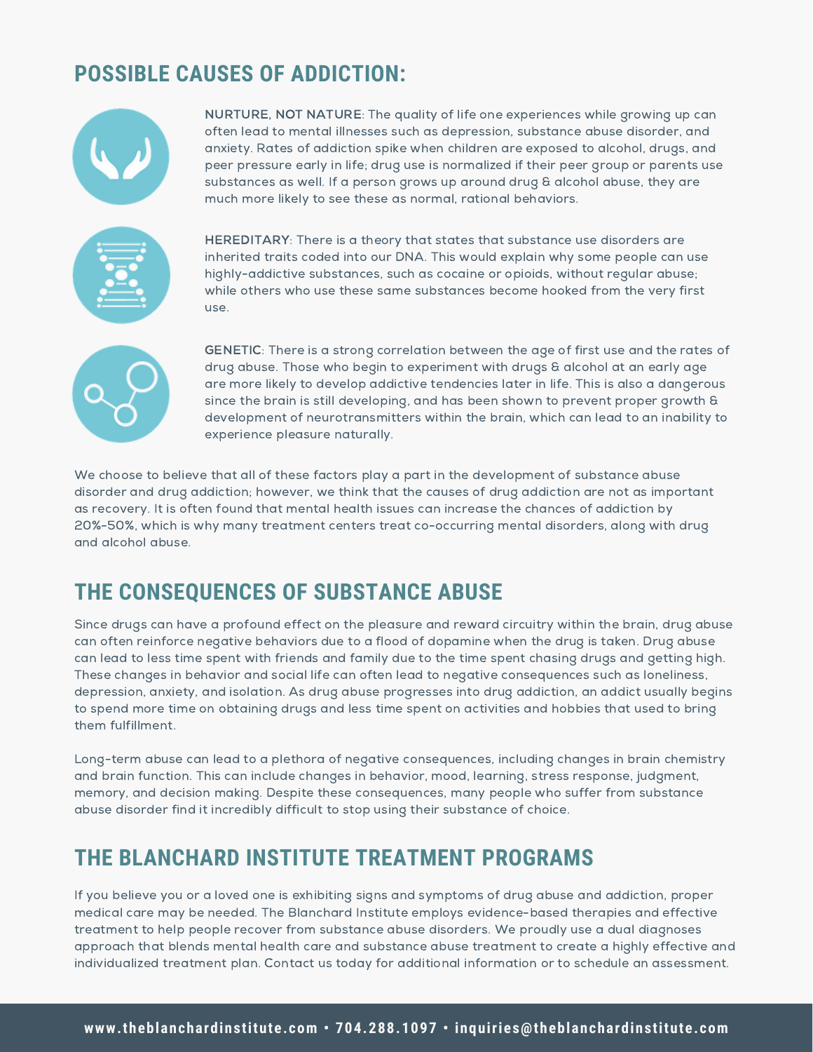## POSSIBLE CAUSES OF ADDICTION:

**NURTURE, NOT NATURE**: The quality of life one experiences while growing up can often lead to mental illnesses such as depression, substance abuse disorder, and anxiety. Rates of addiction spike when children are exposed to alcohol, drugs, and peer pressure early in life; drug use is normalized if their peer group or parents use substances as well. If a person grows up around drug & alcohol abuse, they are much more likely to see these as normal, rational behaviors.

**HEREDITARY**: There is a theory that states that substance use disorders are inherited traits coded into our DNA. This would explain why some people can use highly-addictive substances, such as cocaine or opioids, without regular abuse; while others who use these same substances become hooked from the very first use.

**GENETIC**: There is a strong correlation between the age of first use and the rates of drug abuse. Those who begin to experiment with drugs & alcohol at an early age are more likely to develop addictive tendencies later in life. This is also a dangerous since the brain is still developing, and has been shown to prevent proper growth & development of neurotransmitters within the brain, which can lead to an inability to experience pleasure naturally.

We choose to believe that all of these factors play a part in the development of substance abuse disorder and drug addiction; however, we think that the causes of drug addiction are not as important as recovery. It is often found that mental health issues can increase the chances of addiction by 20%-50%, which is why many treatment centers treat co-occurring mental disorders, along with drug and alcohol abuse.

## THE CONSEQUENCES OF SUBSTANCE ABUSE

Since drugs can have a profound effect on the pleasure and reward circuitry within the brain, drug abuse can often reinforce negative behaviors due to a flood of dopamine when the drug is taken. Drug abuse can lead to less time spent with friends and family due to the time spent chasing drugs and getting high. These changes in behavior and social life can often lead to negative consequences such as loneliness, depression, anxiety, and isolation. As drug abuse progresses into drug addiction, an addict usually begins to spend more time on obtaining drugs and less time spent on activities and hobbies that used to bring them fulfillment.

Long-term abuse can lead to a plethora of negative consequences, including changes in brain chemistry and brain function. This can include changes in behavior, mood, learning, stress response, judgment, memory, and decision making. Despite these consequences, many people who suffer from substance abuse disorder find it incredibly difficult to stop using their substance of choice.

## THE BLANCHARD INSTITUTE TREATMENT PROGRAMS

If you believe you or a loved one is exhibiting signs and symptoms of drug abuse and addiction, proper medical care may be needed. The Blanchard Institute employs evidence-based therapies and effective treatment to help people recover from substance abuse disorders. We proudly use a dual diagnoses approach that blends mental health care and substance abuse treatment to create a highly effective and individualized treatment plan. Contact us today for additional information or to schedule an assessment.

**www.theblanchardinstitute.com • 704.288.1097 • inquiries@theblanchardinstitute.com**